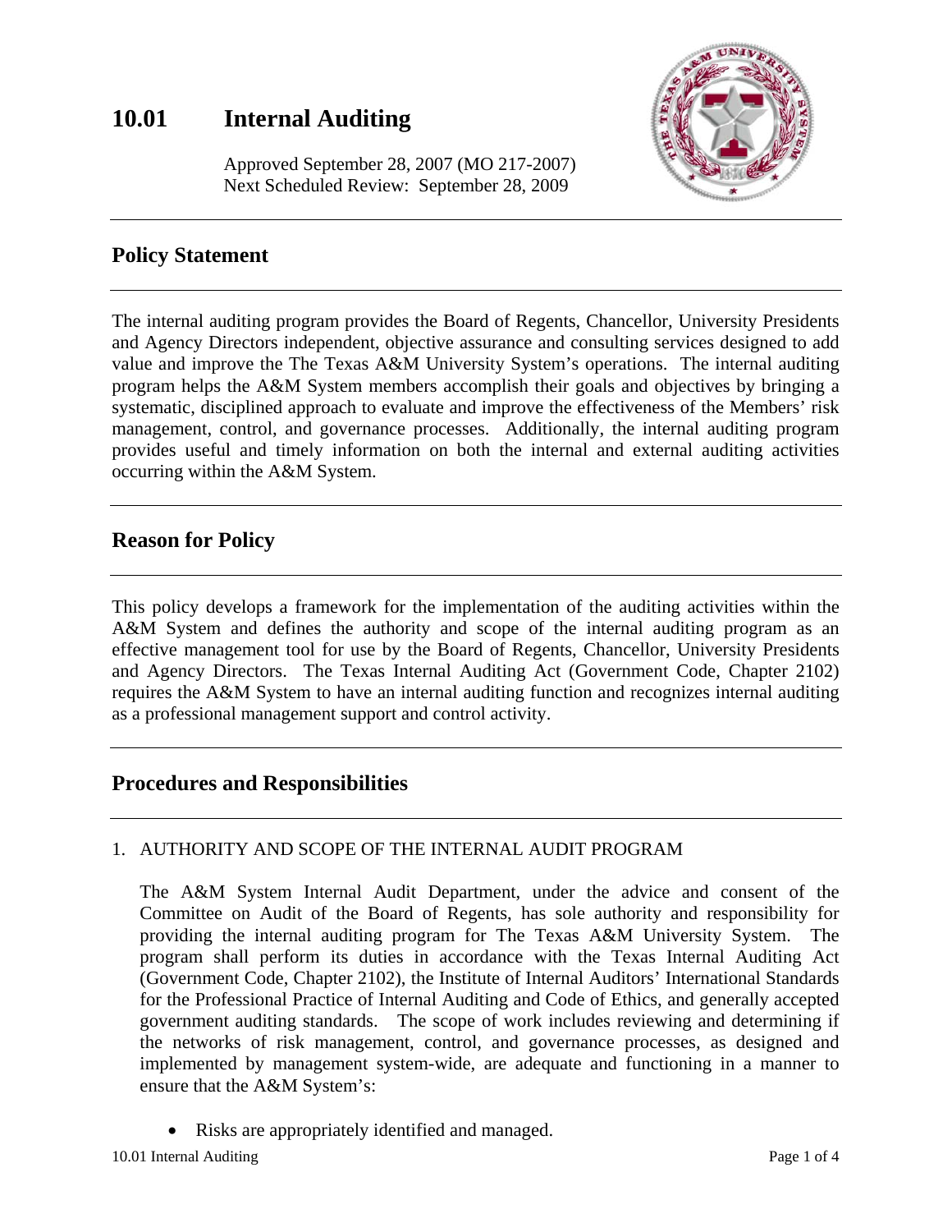# 10.01 Internal Auditing

Approved September 28, 2007 (MO 217-2007)
Next Scheduled Review: September 28, 2009

## Policy Statement

The internal auditing program provides the Board of Regents, Chancellor, University Presidents and Agency Directors independent, objective assurance and consulting services designed to add value and improve the The Texas A&M University System's operations. The internal auditing program helps the A&M System members accomplish their goals and objectives by bringing a systematic, disciplined approach to evaluate and improve the effectiveness of the Members' risk management, control, and governance processes. Additionally, the internal auditing program provides useful and timely information on both the internal and external auditing activities occurring within the A&M System.

## Reason for Policy

This policy develops a framework for the implementation of the auditing activities within the A&M System and defines the authority and scope of the internal auditing program as an effective management tool for use by the Board of Regents, Chancellor, University Presidents and Agency Directors. The Texas Internal Auditing Act (Government Code, Chapter 2102) requires the A&M System to have an internal auditing function and recognizes internal auditing as a professional management support and control activity.

## Procedures and Responsibilities

1. AUTHORITY AND SCOPE OF THE INTERNAL AUDIT PROGRAM

   The A&M System Internal Audit Department, under the advice and consent of the Committee on Audit of the Board of Regents, has sole authority and responsibility for providing the internal auditing program for The Texas A&M University System. The program shall perform its duties in accordance with the Texas Internal Auditing Act (Government Code, Chapter 2102), the Institute of Internal Auditors' International Standards for the Professional Practice of Internal Auditing and Code of Ethics, and generally accepted government auditing standards. The scope of work includes reviewing and determining if the networks of risk management, control, and governance processes, as designed and implemented by management system-wide, are adequate and functioning in a manner to ensure that the A&M System's:

   - Risks are appropriately identified and managed.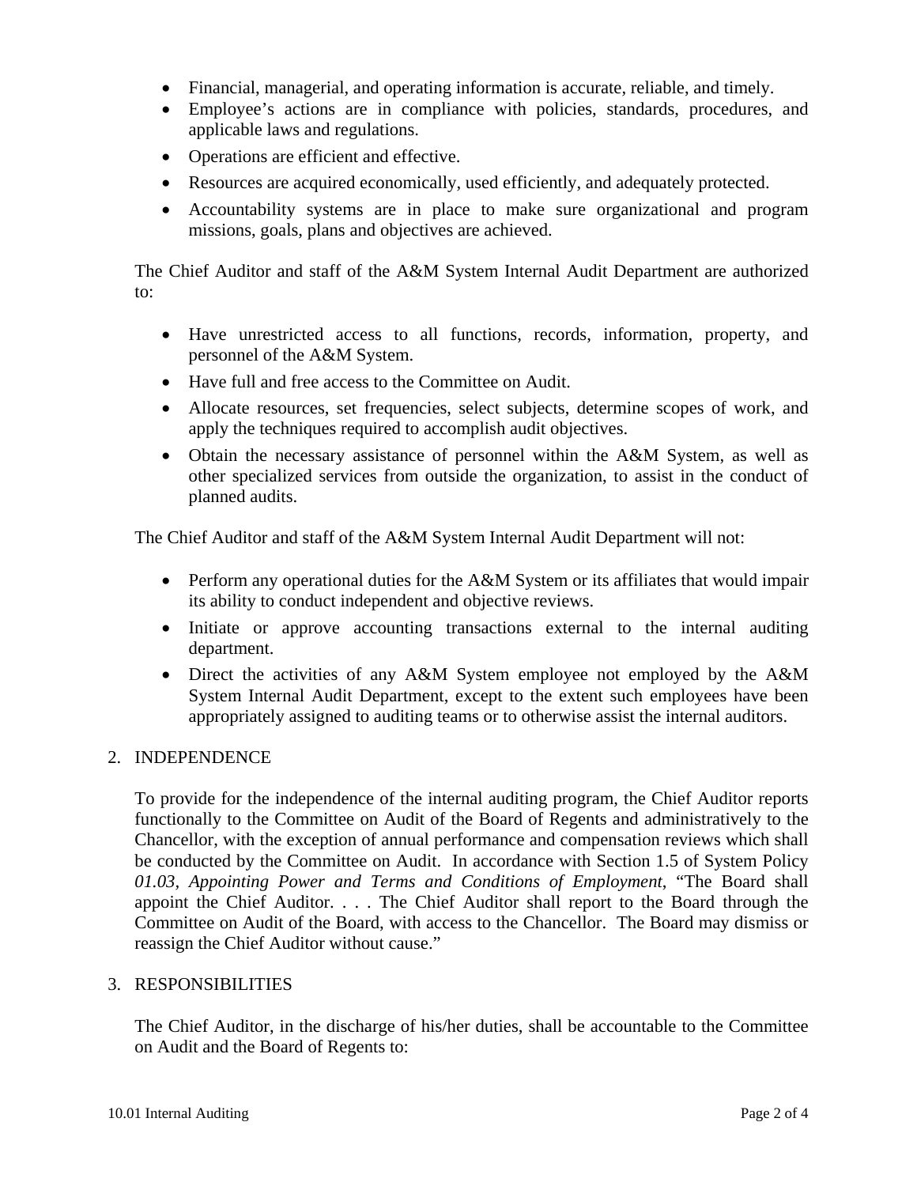- Financial, managerial, and operating information is accurate, reliable, and timely.
- Employee's actions are in compliance with policies, standards, procedures, and applicable laws and regulations.
- Operations are efficient and effective.
- Resources are acquired economically, used efficiently, and adequately protected.
- Accountability systems are in place to make sure organizational and program missions, goals, plans and objectives are achieved.

The Chief Auditor and staff of the A&M System Internal Audit Department are authorized to:

- Have unrestricted access to all functions, records, information, property, and personnel of the A&M System.
- Have full and free access to the Committee on Audit.
- Allocate resources, set frequencies, select subjects, determine scopes of work, and apply the techniques required to accomplish audit objectives.
- Obtain the necessary assistance of personnel within the A&M System, as well as other specialized services from outside the organization, to assist in the conduct of planned audits.

The Chief Auditor and staff of the A&M System Internal Audit Department will not:

- Perform any operational duties for the A&M System or its affiliates that would impair its ability to conduct independent and objective reviews.
- Initiate or approve accounting transactions external to the internal auditing department.
- Direct the activities of any A&M System employee not employed by the A&M System Internal Audit Department, except to the extent such employees have been appropriately assigned to auditing teams or to otherwise assist the internal auditors.

## 2. INDEPENDENCE

To provide for the independence of the internal auditing program, the Chief Auditor reports functionally to the Committee on Audit of the Board of Regents and administratively to the Chancellor, with the exception of annual performance and compensation reviews which shall be conducted by the Committee on Audit. In accordance with Section 1.5 of System Policy *01.03, Appointing Power and Terms and Conditions of Employment*, "The Board shall appoint the Chief Auditor. . . . The Chief Auditor shall report to the Board through the Committee on Audit of the Board, with access to the Chancellor. The Board may dismiss or reassign the Chief Auditor without cause."

## 3. RESPONSIBILITIES

The Chief Auditor, in the discharge of his/her duties, shall be accountable to the Committee on Audit and the Board of Regents to: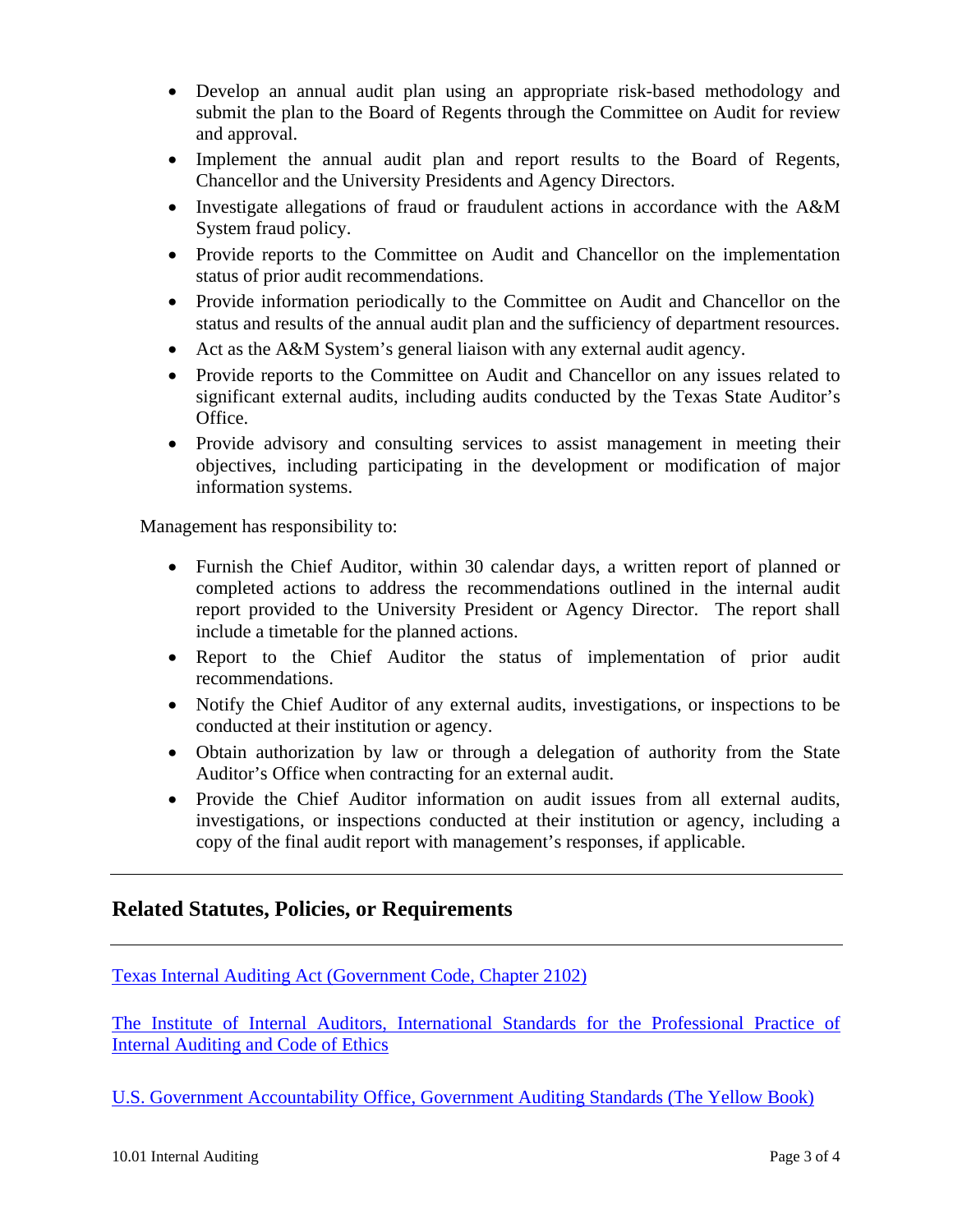- Develop an annual audit plan using an appropriate risk-based methodology and submit the plan to the Board of Regents through the Committee on Audit for review and approval.
- Implement the annual audit plan and report results to the Board of Regents, Chancellor and the University Presidents and Agency Directors.
- Investigate allegations of fraud or fraudulent actions in accordance with the A&M System fraud policy.
- Provide reports to the Committee on Audit and Chancellor on the implementation status of prior audit recommendations.
- Provide information periodically to the Committee on Audit and Chancellor on the status and results of the annual audit plan and the sufficiency of department resources.
- Act as the A&M System's general liaison with any external audit agency.
- Provide reports to the Committee on Audit and Chancellor on any issues related to significant external audits, including audits conducted by the Texas State Auditor's Office.
- Provide advisory and consulting services to assist management in meeting their objectives, including participating in the development or modification of major information systems.

Management has responsibility to:

- Furnish the Chief Auditor, within 30 calendar days, a written report of planned or completed actions to address the recommendations outlined in the internal audit report provided to the University President or Agency Director. The report shall include a timetable for the planned actions.
- Report to the Chief Auditor the status of implementation of prior audit recommendations.
- Notify the Chief Auditor of any external audits, investigations, or inspections to be conducted at their institution or agency.
- Obtain authorization by law or through a delegation of authority from the State Auditor's Office when contracting for an external audit.
- Provide the Chief Auditor information on audit issues from all external audits, investigations, or inspections conducted at their institution or agency, including a copy of the final audit report with management's responses, if applicable.

---

## Related Statutes, Policies, or Requirements

---

Texas Internal Auditing Act (Government Code, Chapter 2102)

The Institute of Internal Auditors, International Standards for the Professional Practice of Internal Auditing and Code of Ethics

U.S. Government Accountability Office, Government Auditing Standards (The Yellow Book)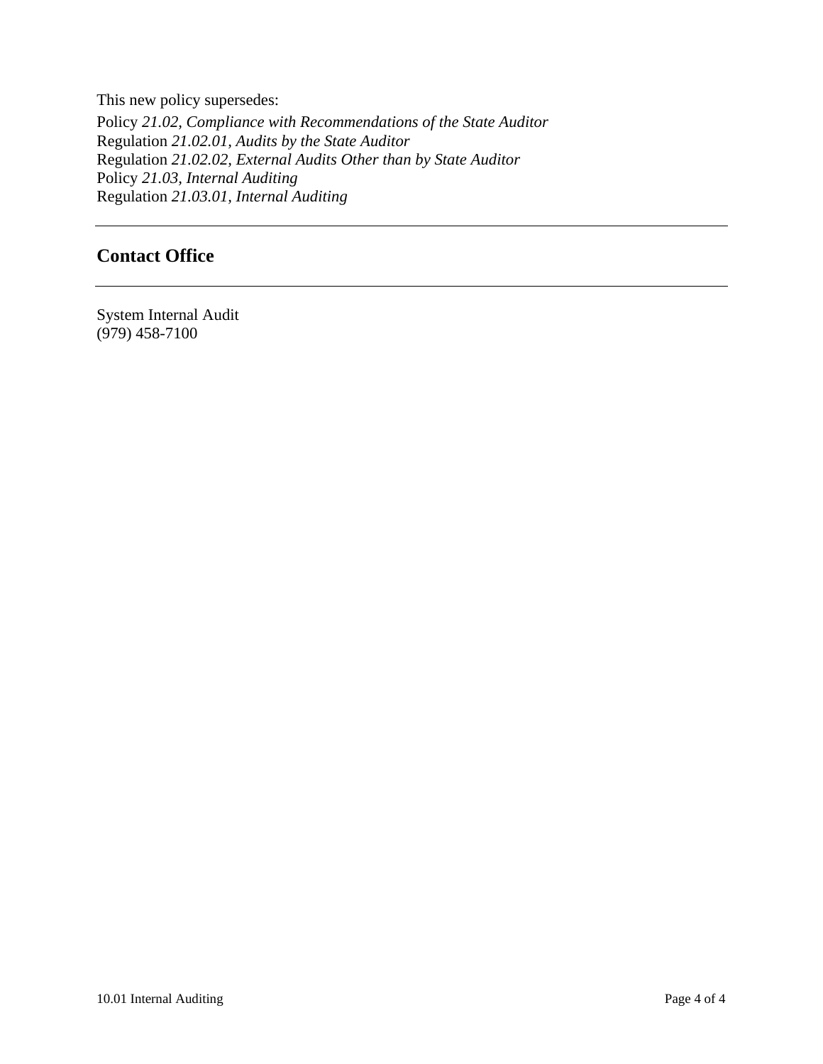This new policy supersedes:

Policy *21.02, Compliance with Recommendations of the State Auditor*
Regulation *21.02.01, Audits by the State Auditor*
Regulation *21.02.02, External Audits Other than by State Auditor*
Policy *21.03, Internal Auditing*
Regulation *21.03.01, Internal Auditing*

---

## Contact Office

---

System Internal Audit
(979) 458-7100